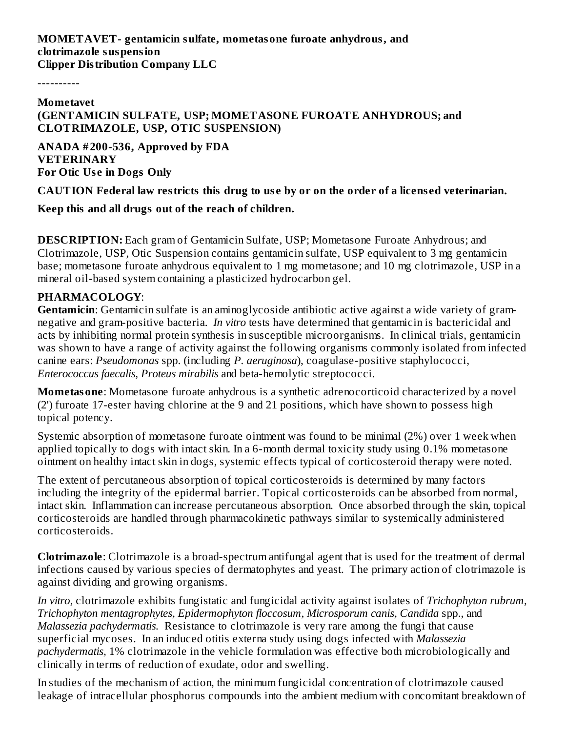**MOMETAVET- gentamicin sulfate, mometasone furoate anhydrous, and clotrimazole suspension**
**Clipper Distribution Company LLC**

----------

**Mometavet**
**(GENTAMICIN SULFATE, USP; MOMETASONE FUROATE ANHYDROUS; and CLOTRIMAZOLE, USP, OTIC SUSPENSION)**

**ANADA #200-536, Approved by FDA**
**VETERINARY**
**For Otic Use in Dogs Only**

**CAUTION Federal law restricts this drug to use by or on the order of a licensed veterinarian.**

**Keep this and all drugs out of the reach of children.**

**DESCRIPTION:** Each gram of Gentamicin Sulfate, USP; Mometasone Furoate Anhydrous; and Clotrimazole, USP, Otic Suspension contains gentamicin sulfate, USP equivalent to 3 mg gentamicin base; mometasone furoate anhydrous equivalent to 1 mg mometasone; and 10 mg clotrimazole, USP in a mineral oil-based system containing a plasticized hydrocarbon gel.

**PHARMACOLOGY**:

**Gentamicin**: Gentamicin sulfate is an aminoglycoside antibiotic active against a wide variety of gram-negative and gram-positive bacteria. *In vitro* tests have determined that gentamicin is bactericidal and acts by inhibiting normal protein synthesis in susceptible microorganisms. In clinical trials, gentamicin was shown to have a range of activity against the following organisms commonly isolated from infected canine ears: *Pseudomonas* spp. (including *P. aeruginosa*), coagulase-positive staphylococci, *Enterococcus faecalis, Proteus mirabilis* and beta-hemolytic streptococci.

**Mometasone**: Mometasone furoate anhydrous is a synthetic adrenocorticoid characterized by a novel (2') furoate 17-ester having chlorine at the 9 and 21 positions, which have shown to possess high topical potency.

Systemic absorption of mometasone furoate ointment was found to be minimal (2%) over 1 week when applied topically to dogs with intact skin. In a 6-month dermal toxicity study using 0.1% mometasone ointment on healthy intact skin in dogs, systemic effects typical of corticosteroid therapy were noted.

The extent of percutaneous absorption of topical corticosteroids is determined by many factors including the integrity of the epidermal barrier. Topical corticosteroids can be absorbed from normal, intact skin. Inflammation can increase percutaneous absorption. Once absorbed through the skin, topical corticosteroids are handled through pharmacokinetic pathways similar to systemically administered corticosteroids.

**Clotrimazole**: Clotrimazole is a broad-spectrum antifungal agent that is used for the treatment of dermal infections caused by various species of dermatophytes and yeast. The primary action of clotrimazole is against dividing and growing organisms.

*In vitro*, clotrimazole exhibits fungistatic and fungicidal activity against isolates of *Trichophyton rubrum, Trichophyton mentagrophytes, Epidermophyton floccosum, Microsporum canis, Candida* spp., and *Malassezia pachydermatis.* Resistance to clotrimazole is very rare among the fungi that cause superficial mycoses. In an induced otitis externa study using dogs infected with *Malassezia pachydermatis*, 1% clotrimazole in the vehicle formulation was effective both microbiologically and clinically in terms of reduction of exudate, odor and swelling.

In studies of the mechanism of action, the minimum fungicidal concentration of clotrimazole caused leakage of intracellular phosphorus compounds into the ambient medium with concomitant breakdown of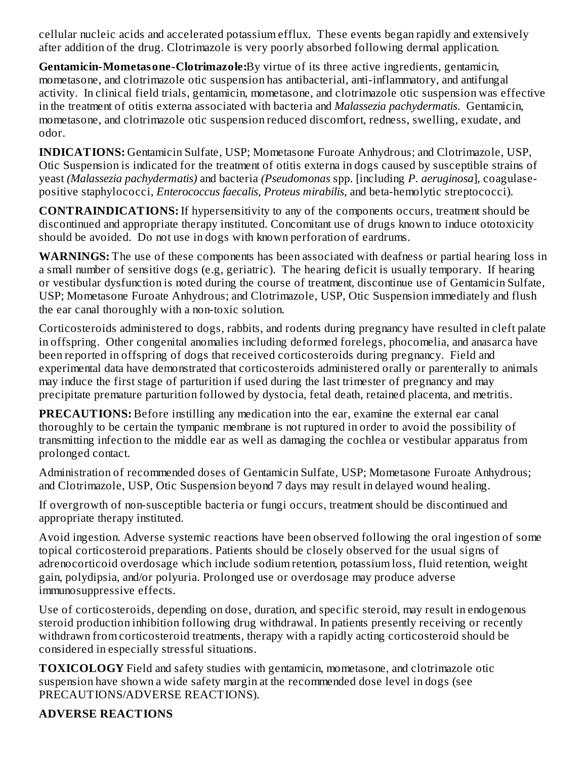cellular nucleic acids and accelerated potassium efflux. These events began rapidly and extensively after addition of the drug. Clotrimazole is very poorly absorbed following dermal application.

**Gentamicin-Mometasone-Clotrimazole:** By virtue of its three active ingredients, gentamicin, mometasone, and clotrimazole otic suspension has antibacterial, anti-inflammatory, and antifungal activity. In clinical field trials, gentamicin, mometasone, and clotrimazole otic suspension was effective in the treatment of otitis externa associated with bacteria and *Malassezia pachydermatis*. Gentamicin, mometasone, and clotrimazole otic suspension reduced discomfort, redness, swelling, exudate, and odor.

**INDICATIONS:** Gentamicin Sulfate, USP; Mometasone Furoate Anhydrous; and Clotrimazole, USP, Otic Suspension is indicated for the treatment of otitis externa in dogs caused by susceptible strains of yeast *(Malassezia pachydermatis)* and bacteria *(Pseudomonas* spp. [including *P. aeruginosa*], coagulase-positive staphylococci, *Enterococcus faecalis*, *Proteus mirabilis*, and beta-hemolytic streptococci).

**CONTRAINDICATIONS:** If hypersensitivity to any of the components occurs, treatment should be discontinued and appropriate therapy instituted. Concomitant use of drugs known to induce ototoxicity should be avoided. Do not use in dogs with known perforation of eardrums.

**WARNINGS:** The use of these components has been associated with deafness or partial hearing loss in a small number of sensitive dogs (e.g, geriatric). The hearing deficit is usually temporary. If hearing or vestibular dysfunction is noted during the course of treatment, discontinue use of Gentamicin Sulfate, USP; Mometasone Furoate Anhydrous; and Clotrimazole, USP, Otic Suspension immediately and flush the ear canal thoroughly with a non-toxic solution.

Corticosteroids administered to dogs, rabbits, and rodents during pregnancy have resulted in cleft palate in offspring. Other congenital anomalies including deformed forelegs, phocomelia, and anasarca have been reported in offspring of dogs that received corticosteroids during pregnancy. Field and experimental data have demonstrated that corticosteroids administered orally or parenterally to animals may induce the first stage of parturition if used during the last trimester of pregnancy and may precipitate premature parturition followed by dystocia, fetal death, retained placenta, and metritis.

**PRECAUTIONS:** Before instilling any medication into the ear, examine the external ear canal thoroughly to be certain the tympanic membrane is not ruptured in order to avoid the possibility of transmitting infection to the middle ear as well as damaging the cochlea or vestibular apparatus from prolonged contact.

Administration of recommended doses of Gentamicin Sulfate, USP; Mometasone Furoate Anhydrous; and Clotrimazole, USP, Otic Suspension beyond 7 days may result in delayed wound healing.

If overgrowth of non-susceptible bacteria or fungi occurs, treatment should be discontinued and appropriate therapy instituted.

Avoid ingestion. Adverse systemic reactions have been observed following the oral ingestion of some topical corticosteroid preparations. Patients should be closely observed for the usual signs of adrenocorticoid overdosage which include sodium retention, potassium loss, fluid retention, weight gain, polydipsia, and/or polyuria. Prolonged use or overdosage may produce adverse immunosuppressive effects.

Use of corticosteroids, depending on dose, duration, and specific steroid, may result in endogenous steroid production inhibition following drug withdrawal. In patients presently receiving or recently withdrawn from corticosteroid treatments, therapy with a rapidly acting corticosteroid should be considered in especially stressful situations.

**TOXICOLOGY** Field and safety studies with gentamicin, mometasone, and clotrimazole otic suspension have shown a wide safety margin at the recommended dose level in dogs (see PRECAUTIONS/ADVERSE REACTIONS).

**ADVERSE REACTIONS**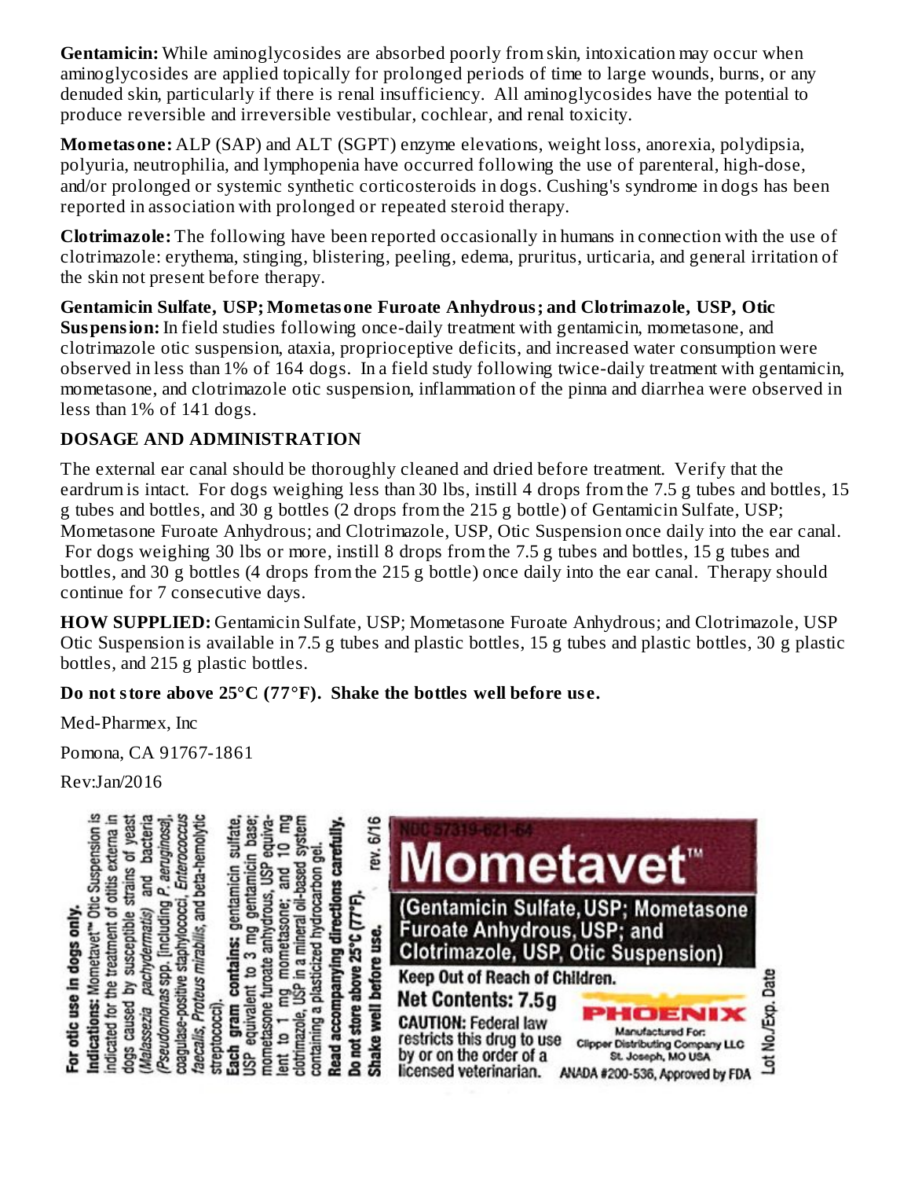**Gentamicin:** While aminoglycosides are absorbed poorly from skin, intoxication may occur when aminoglycosides are applied topically for prolonged periods of time to large wounds, burns, or any denuded skin, particularly if there is renal insufficiency. All aminoglycosides have the potential to produce reversible and irreversible vestibular, cochlear, and renal toxicity.

**Mometasone:** ALP (SAP) and ALT (SGPT) enzyme elevations, weight loss, anorexia, polydipsia, polyuria, neutrophilia, and lymphopenia have occurred following the use of parenteral, high-dose, and/or prolonged or systemic synthetic corticosteroids in dogs. Cushing's syndrome in dogs has been reported in association with prolonged or repeated steroid therapy.

**Clotrimazole:** The following have been reported occasionally in humans in connection with the use of clotrimazole: erythema, stinging, blistering, peeling, edema, pruritus, urticaria, and general irritation of the skin not present before therapy.

**Gentamicin Sulfate, USP; Mometasone Furoate Anhydrous; and Clotrimazole, USP, Otic Suspension:** In field studies following once-daily treatment with gentamicin, mometasone, and clotrimazole otic suspension, ataxia, proprioceptive deficits, and increased water consumption were observed in less than 1% of 164 dogs. In a field study following twice-daily treatment with gentamicin, mometasone, and clotrimazole otic suspension, inflammation of the pinna and diarrhea were observed in less than 1% of 141 dogs.

## DOSAGE AND ADMINISTRATION

The external ear canal should be thoroughly cleaned and dried before treatment. Verify that the eardrum is intact. For dogs weighing less than 30 lbs, instill 4 drops from the 7.5 g tubes and bottles, 15 g tubes and bottles, and 30 g bottles (2 drops from the 215 g bottle) of Gentamicin Sulfate, USP; Mometasone Furoate Anhydrous; and Clotrimazole, USP, Otic Suspension once daily into the ear canal. For dogs weighing 30 lbs or more, instill 8 drops from the 7.5 g tubes and bottles, 15 g tubes and bottles, and 30 g bottles (4 drops from the 215 g bottle) once daily into the ear canal. Therapy should continue for 7 consecutive days.

**HOW SUPPLIED:** Gentamicin Sulfate, USP; Mometasone Furoate Anhydrous; and Clotrimazole, USP Otic Suspension is available in 7.5 g tubes and plastic bottles, 15 g tubes and plastic bottles, 30 g plastic bottles, and 215 g plastic bottles.

**Do not store above 25°C (77°F). Shake the bottles well before use.**

Med-Pharmex, Inc

Pomona, CA 91767-1861

Rev:Jan/2016

**For otic use in dogs only.**

**Indications:** Mometavet™ Otic Suspension is indicated for the treatment of otitis externa in dogs caused by susceptible strains of yeast (*Malassezia pachydermatis*) and bacteria (*Pseudomonas* spp. [including *P. aeruginosa*], coagulase-positive staphylococci, *Enterococcus faecalis*, *Proteus mirabilis*, and beta-hemolytic streptococci).

**Each gram contains:** gentamicin sulfate, USP equivalent to 3 mg gentamicin base; mometasone furoate anhydrous, USP equivalent to 1 mg mometasone; and 10 mg clotrimazole, USP in a mineral oil-based system containing a plasticized hydrocarbon gel.

**Read accompanying directions carefully.**

**Do not store above 25°C (77°F).**

**Shake well before use.**

rev. 6/16

NDC 57319-621-64

# Mometavet™

**(Gentamicin Sulfate, USP; Mometasone Furoate Anhydrous, USP; and Clotrimazole, USP, Otic Suspension)**

**Keep Out of Reach of Children.**

**Net Contents: 7.5g**

**CAUTION:** Federal law restricts this drug to use by or on the order of a licensed veterinarian.

PHOENIX

Manufactured For:
Clipper Distributing Company LLC
St. Joseph, MO USA

ANADA #200-536, Approved by FDA

Lot No./Exp. Date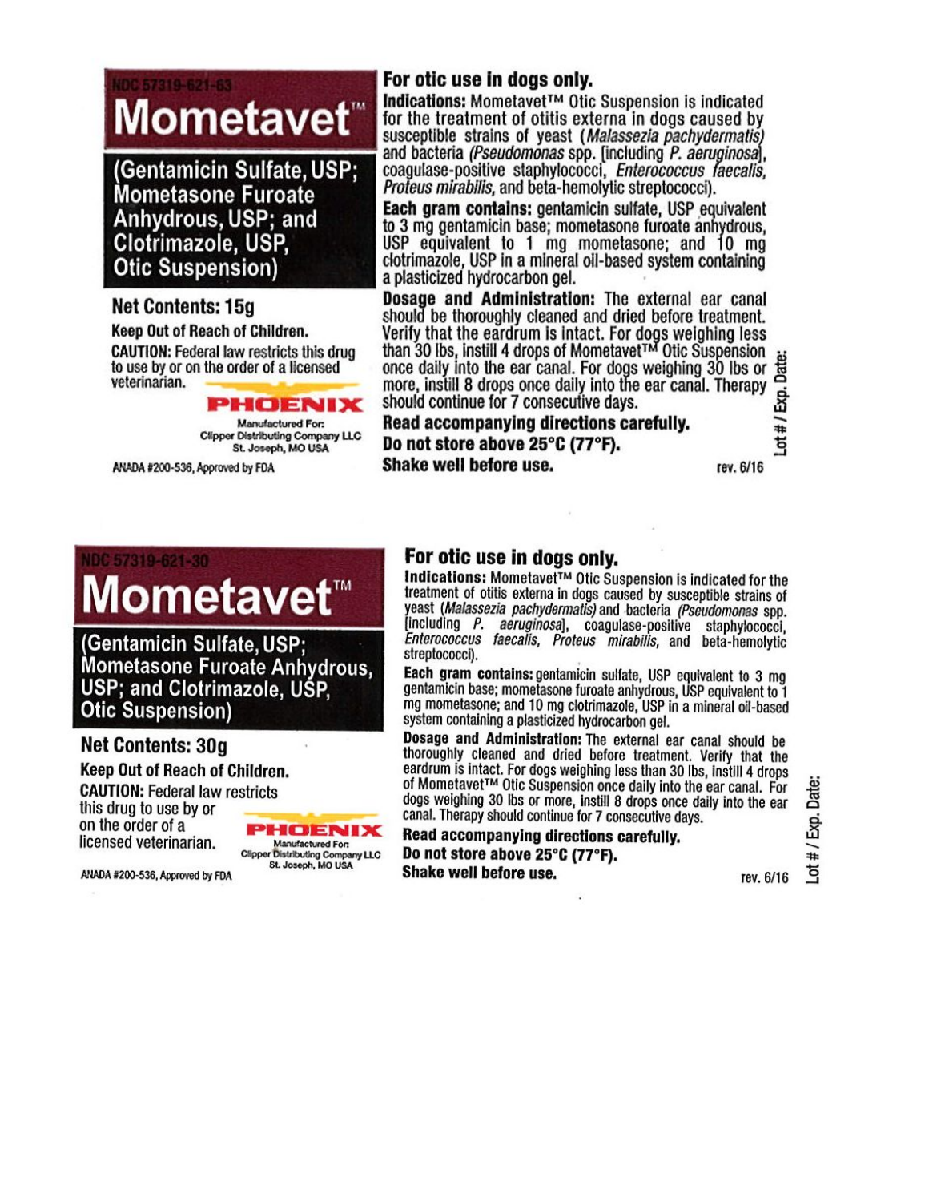NDC 57319-621-63

# Mometavet™

**(Gentamicin Sulfate, USP; Mometasone Furoate Anhydrous, USP; and Clotrimazole, USP, Otic Suspension)**

**Net Contents: 15g**

**Keep Out of Reach of Children.**

**CAUTION:** Federal law restricts this drug to use by or on the order of a licensed veterinarian.

PHOENIX

Manufactured For:
Clipper Distributing Company LLC
St. Joseph, MO USA

ANADA #200-536, Approved by FDA

**For otic use in dogs only.**

**Indications:** Mometavet™ Otic Suspension is indicated for the treatment of otitis externa in dogs caused by susceptible strains of yeast (*Malassezia pachydermatis*) and bacteria (*Pseudomonas* spp. [including *P. aeruginosa*], coagulase-positive staphylococci, *Enterococcus faecalis*, *Proteus mirabilis*, and beta-hemolytic streptococci).

**Each gram contains:** gentamicin sulfate, USP equivalent to 3 mg gentamicin base; mometasone furoate anhydrous, USP equivalent to 1 mg mometasone; and 10 mg clotrimazole, USP in a mineral oil-based system containing a plasticized hydrocarbon gel.

**Dosage and Administration:** The external ear canal should be thoroughly cleaned and dried before treatment. Verify that the eardrum is intact. For dogs weighing less than 30 lbs, instill 4 drops of Mometavet™ Otic Suspension once daily into the ear canal. For dogs weighing 30 lbs or more, instill 8 drops once daily into the ear canal. Therapy should continue for 7 consecutive days.

**Read accompanying directions carefully.**

**Do not store above 25°C (77°F).**

**Shake well before use.**

rev. 6/16

Lot # / Exp. Date:

---

NDC 57319-621-30

# Mometavet™

**(Gentamicin Sulfate, USP; Mometasone Furoate Anhydrous, USP; and Clotrimazole, USP, Otic Suspension)**

**Net Contents: 30g**

**Keep Out of Reach of Children.**

**CAUTION:** Federal law restricts this drug to use by or on the order of a licensed veterinarian.

PHOENIX

Manufactured For:
Clipper Distributing Company LLC
St. Joseph, MO USA

ANADA #200-536, Approved by FDA

**For otic use in dogs only.**

**Indications:** Mometavet™ Otic Suspension is indicated for the treatment of otitis externa in dogs caused by susceptible strains of yeast (*Malassezia pachydermatis*) and bacteria (*Pseudomonas* spp. [including *P. aeruginosa*], coagulase-positive staphylococci, *Enterococcus faecalis*, *Proteus mirabilis*, and beta-hemolytic streptococci).

**Each gram contains:** gentamicin sulfate, USP equivalent to 3 mg gentamicin base; mometasone furoate anhydrous, USP equivalent to 1 mg mometasone; and 10 mg clotrimazole, USP in a mineral oil-based system containing a plasticized hydrocarbon gel.

**Dosage and Administration:** The external ear canal should be thoroughly cleaned and dried before treatment. Verify that the eardrum is intact. For dogs weighing less than 30 lbs, instill 4 drops of Mometavet™ Otic Suspension once daily into the ear canal. For dogs weighing 30 lbs or more, instill 8 drops once daily into the ear canal. Therapy should continue for 7 consecutive days.

**Read accompanying directions carefully.**

**Do not store above 25°C (77°F).**

**Shake well before use.**

rev. 6/16

Lot # / Exp. Date: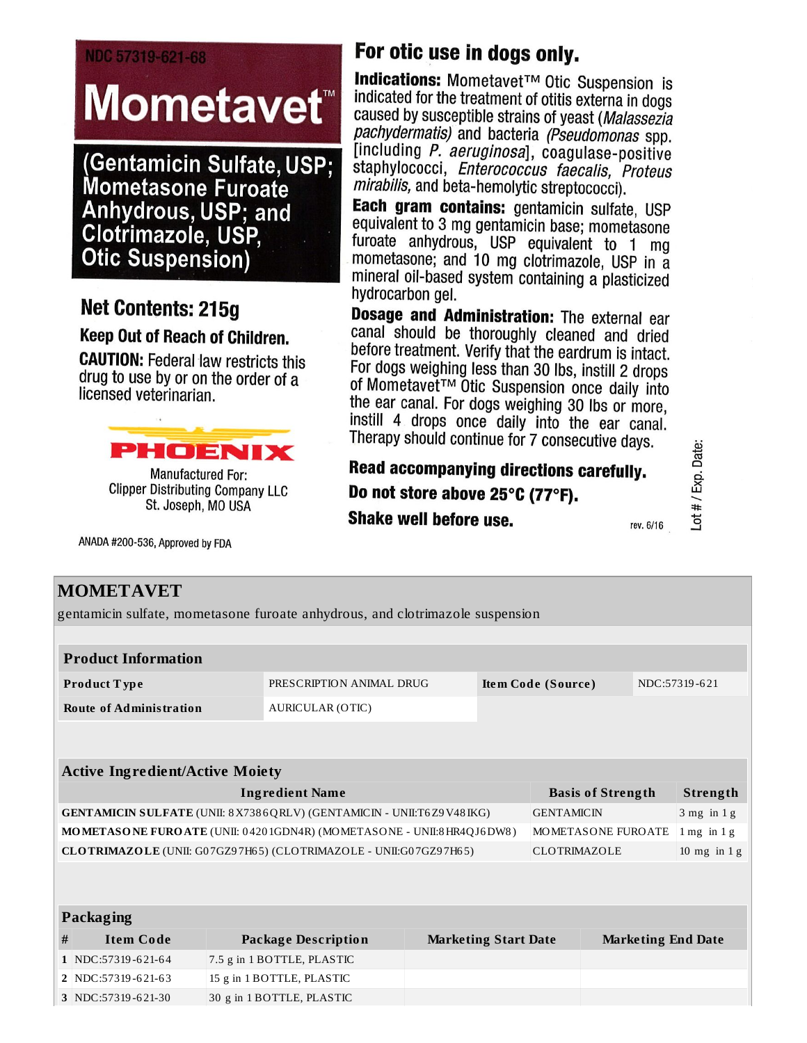NDC 57319-621-68

# Mometavet™

**(Gentamicin Sulfate, USP; Mometasone Furoate Anhydrous, USP; and Clotrimazole, USP, Otic Suspension)**

**Net Contents: 215g**

**Keep Out of Reach of Children.**

**CAUTION:** Federal law restricts this drug to use by or on the order of a licensed veterinarian.

PHOENIX

Manufactured For:
Clipper Distributing Company LLC
St. Joseph, MO USA

ANADA #200-536, Approved by FDA

**For otic use in dogs only.**

**Indications:** Mometavet™ Otic Suspension is indicated for the treatment of otitis externa in dogs caused by susceptible strains of yeast (*Malassezia pachydermatis)* and bacteria *(Pseudomonas* spp. [including *P. aeruginosa*], coagulase-positive staphylococci, *Enterococcus faecalis, Proteus mirabilis,* and beta-hemolytic streptococci).

**Each gram contains:** gentamicin sulfate, USP equivalent to 3 mg gentamicin base; mometasone furoate anhydrous, USP equivalent to 1 mg mometasone; and 10 mg clotrimazole, USP in a mineral oil-based system containing a plasticized hydrocarbon gel.

**Dosage and Administration:** The external ear canal should be thoroughly cleaned and dried before treatment. Verify that the eardrum is intact. For dogs weighing less than 30 lbs, instill 2 drops of Mometavet™ Otic Suspension once daily into the ear canal. For dogs weighing 30 lbs or more, instill 4 drops once daily into the ear canal. Therapy should continue for 7 consecutive days.

**Read accompanying directions carefully.**

**Do not store above 25°C (77°F).**

**Shake well before use.**

rev. 6/16

Lot # / Exp. Date:

## MOMETAVET

gentamicin sulfate, mometasone furoate anhydrous, and clotrimazole suspension

| Product Information | | | |
|---|---|---|---|
| **Product Type** | PRESCRIPTION ANIMAL DRUG | **Item Code (Source)** | NDC:57319-621 |
| **Route of Administration** | AURICULAR (OTIC) | | |

| Active Ingredient/Active Moiety | | |
|---|---|---|
| **Ingredient Name** | **Basis of Strength** | **Strength** |
| **GENTAMICIN SULFATE** (UNII: 8X7386QRLV) (GENTAMICIN - UNII:T6Z9V48IKG) | GENTAMICIN | 3 mg in 1 g |
| **MOMETASONE FUROATE** (UNII: 04201GDN4R) (MOMETASONE - UNII:8HR4QJ6DW8) | MOMETASONE FUROATE | 1 mg in 1 g |
| **CLOTRIMAZOLE** (UNII: G07GZ97H65) (CLOTRIMAZOLE - UNII:G07GZ97H65) | CLOTRIMAZOLE | 10 mg in 1 g |

| Packaging | | | | |
|---|---|---|---|---|
| **#** | **Item Code** | **Package Description** | **Marketing Start Date** | **Marketing End Date** |
| 1 | NDC:57319-621-64 | 7.5 g in 1 BOTTLE, PLASTIC | | |
| 2 | NDC:57319-621-63 | 15 g in 1 BOTTLE, PLASTIC | | |
| 3 | NDC:57319-621-30 | 30 g in 1 BOTTLE, PLASTIC | | |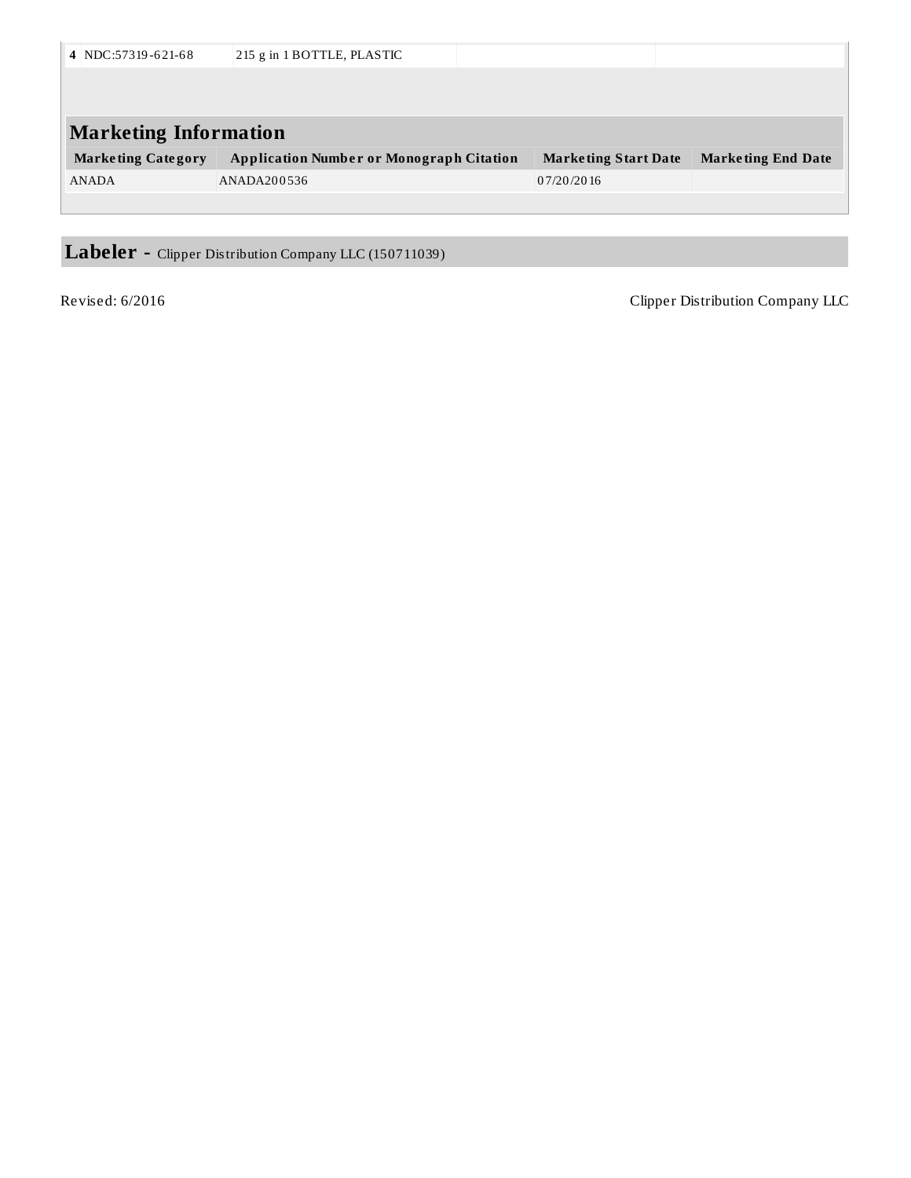| | | | | |
|---|---|---|---|---|
| 4 | NDC:57319-621-68 | 215 g in 1 BOTTLE, PLASTIC | | |

## Marketing Information

| Marketing Category | Application Number or Monograph Citation | Marketing Start Date | Marketing End Date |
|---|---|---|---|
| ANADA | ANADA200536 | 07/20/2016 | |

## Labeler - Clipper Distribution Company LLC (150711039)

Revised: 6/2016 Clipper Distribution Company LLC